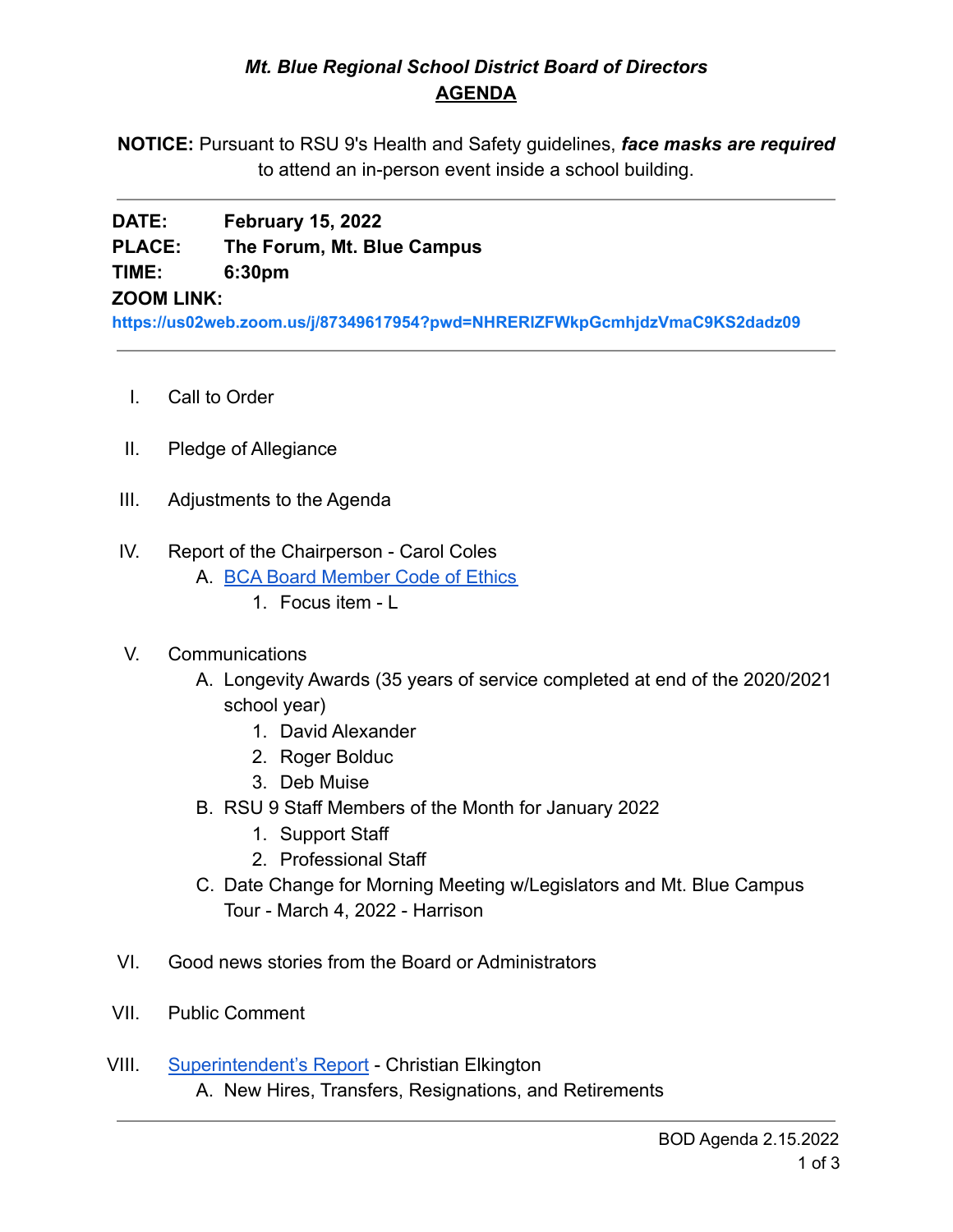# *Mt. Blue Regional School District Board of Directors*

## AGENDA

**NOTICE:** Pursuant to RSU 9's Health and Safety guidelines, ***face masks are required*** to attend an in-person event inside a school building.

---

**DATE:** **February 15, 2022**

**PLACE:** **The Forum, Mt. Blue Campus**

**TIME:** **6:30pm**

**ZOOM LINK:**

**https://us02web.zoom.us/j/87349617954?pwd=NHRERlZFWkpGcmhjdzVmaC9KS2dadz09**

---

I. Call to Order

II. Pledge of Allegiance

III. Adjustments to the Agenda

IV. Report of the Chairperson - Carol Coles

   A. BCA Board Member Code of Ethics

      1. Focus item - L

V. Communications

   A. Longevity Awards (35 years of service completed at end of the 2020/2021 school year)

      1. David Alexander
      2. Roger Bolduc
      3. Deb Muise

   B. RSU 9 Staff Members of the Month for January 2022

      1. Support Staff
      2. Professional Staff

   C. Date Change for Morning Meeting w/Legislators and Mt. Blue Campus Tour - March 4, 2022 - Harrison

VI. Good news stories from the Board or Administrators

VII. Public Comment

VIII. Superintendent's Report - Christian Elkington

   A. New Hires, Transfers, Resignations, and Retirements

BOD Agenda 2.15.2022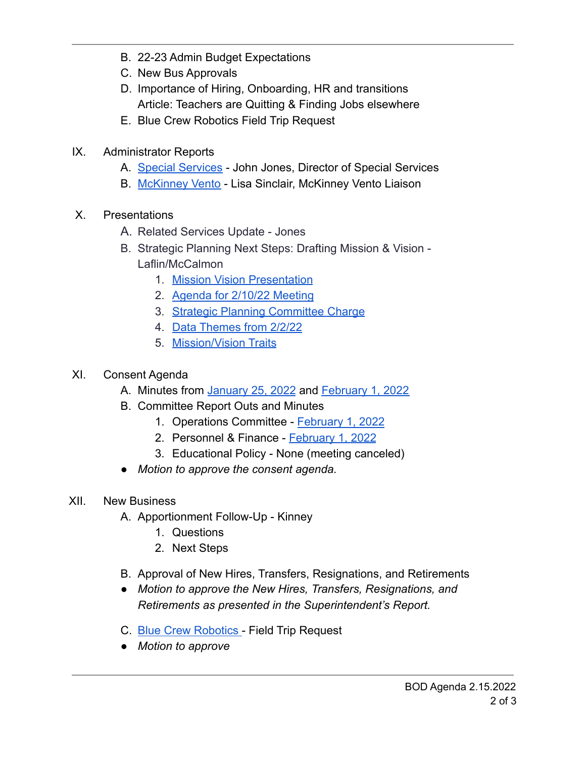B. 22-23 Admin Budget Expectations
C. New Bus Approvals
D. Importance of Hiring, Onboarding, HR and transitions
   Article: Teachers are Quitting & Finding Jobs elsewhere
E. Blue Crew Robotics Field Trip Request

IX. Administrator Reports

A. Special Services - John Jones, Director of Special Services
B. McKinney Vento - Lisa Sinclair, McKinney Vento Liaison

X. Presentations

A. Related Services Update - Jones
B. Strategic Planning Next Steps: Drafting Mission & Vision - Laflin/McCalmon
   1. Mission Vision Presentation
   2. Agenda for 2/10/22 Meeting
   3. Strategic Planning Committee Charge
   4. Data Themes from 2/2/22
   5. Mission/Vision Traits

XI. Consent Agenda

A. Minutes from January 25, 2022 and February 1, 2022
B. Committee Report Outs and Minutes
   1. Operations Committee - February 1, 2022
   2. Personnel & Finance - February 1, 2022
   3. Educational Policy - None (meeting canceled)

- *Motion to approve the consent agenda.*

XII. New Business

A. Apportionment Follow-Up - Kinney
   1. Questions
   2. Next Steps

B. Approval of New Hires, Transfers, Resignations, and Retirements

- *Motion to approve the New Hires, Transfers, Resignations, and Retirements as presented in the Superintendent's Report.*

C. Blue Crew Robotics - Field Trip Request

- *Motion to approve*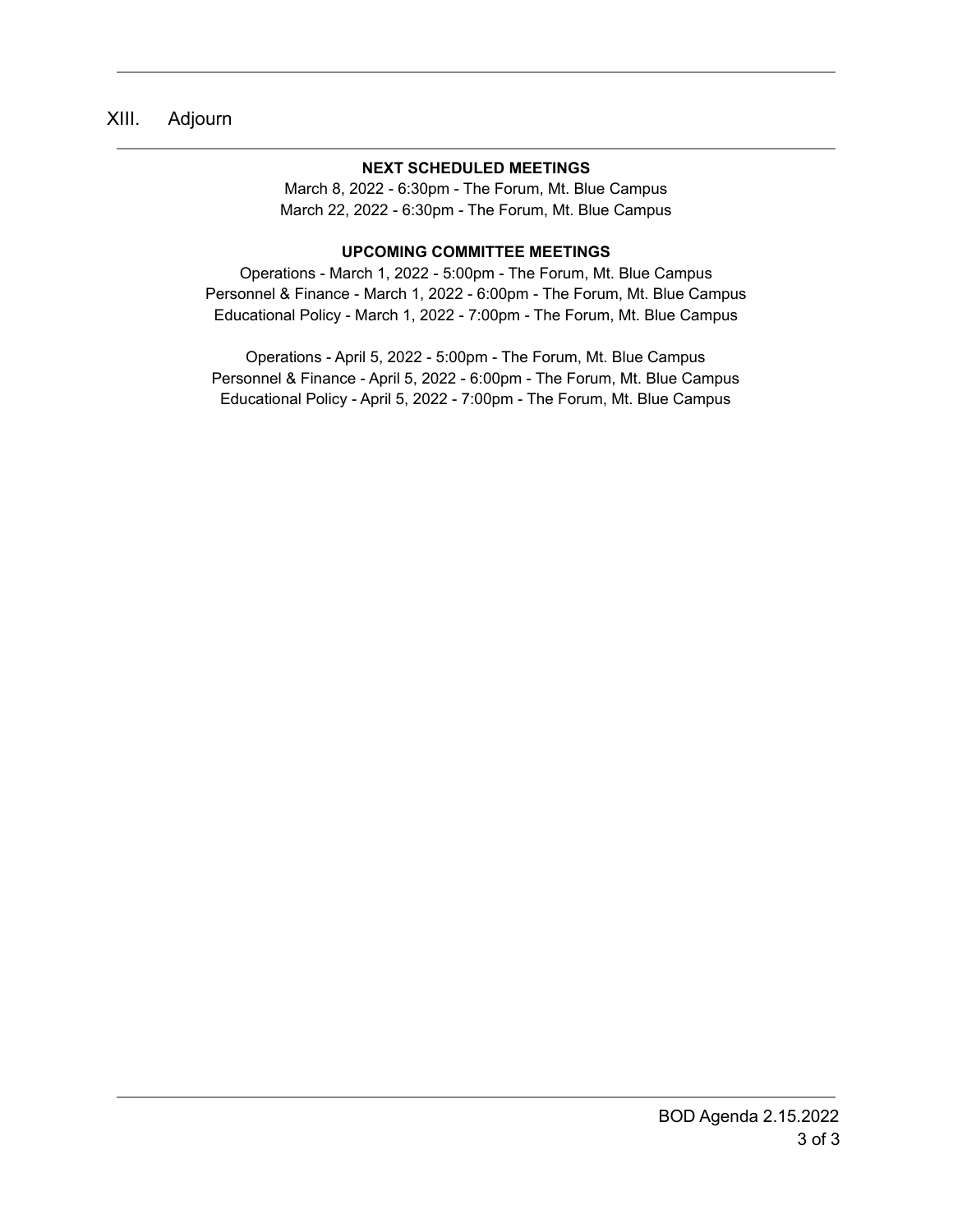## XIII. Adjourn

**NEXT SCHEDULED MEETINGS**

March 8, 2022 - 6:30pm - The Forum, Mt. Blue Campus
March 22, 2022 - 6:30pm - The Forum, Mt. Blue Campus

**UPCOMING COMMITTEE MEETINGS**

Operations - March 1, 2022 - 5:00pm - The Forum, Mt. Blue Campus
Personnel & Finance - March 1, 2022 - 6:00pm - The Forum, Mt. Blue Campus
Educational Policy - March 1, 2022 - 7:00pm - The Forum, Mt. Blue Campus

Operations - April 5, 2022 - 5:00pm - The Forum, Mt. Blue Campus
Personnel & Finance - April 5, 2022 - 6:00pm - The Forum, Mt. Blue Campus
Educational Policy - April 5, 2022 - 7:00pm - The Forum, Mt. Blue Campus